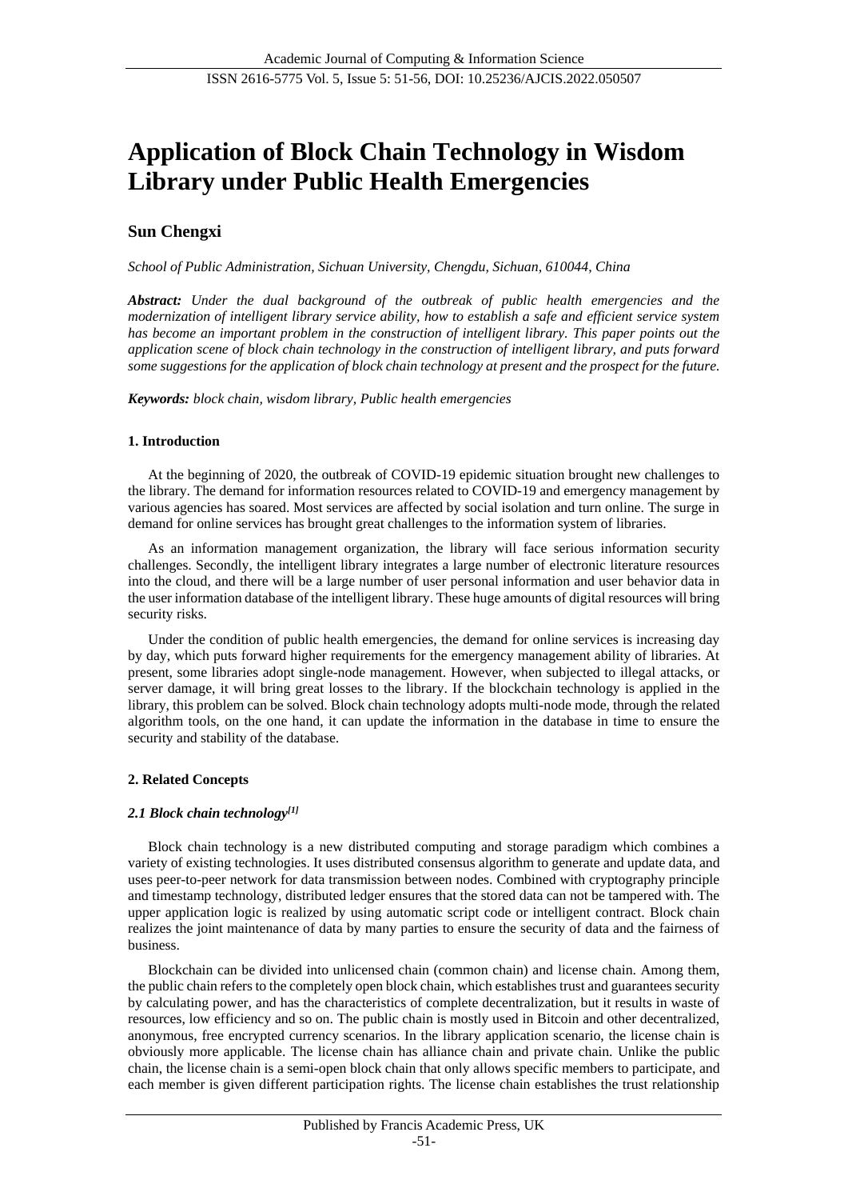# Application of Block Chain Technology in Wisdom Library under Public Health Emergencies

**Sun Chengxi**

*School of Public Administration, Sichuan University, Chengdu, Sichuan, 610044, China*

***Abstract:*** *Under the dual background of the outbreak of public health emergencies and the modernization of intelligent library service ability, how to establish a safe and efficient service system has become an important problem in the construction of intelligent library. This paper points out the application scene of block chain technology in the construction of intelligent library, and puts forward some suggestions for the application of block chain technology at present and the prospect for the future.*

***Keywords:*** *block chain, wisdom library, Public health emergencies*

## 1. Introduction

At the beginning of 2020, the outbreak of COVID-19 epidemic situation brought new challenges to the library. The demand for information resources related to COVID-19 and emergency management by various agencies has soared. Most services are affected by social isolation and turn online. The surge in demand for online services has brought great challenges to the information system of libraries.

As an information management organization, the library will face serious information security challenges. Secondly, the intelligent library integrates a large number of electronic literature resources into the cloud, and there will be a large number of user personal information and user behavior data in the user information database of the intelligent library. These huge amounts of digital resources will bring security risks.

Under the condition of public health emergencies, the demand for online services is increasing day by day, which puts forward higher requirements for the emergency management ability of libraries. At present, some libraries adopt single-node management. However, when subjected to illegal attacks, or server damage, it will bring great losses to the library. If the blockchain technology is applied in the library, this problem can be solved. Block chain technology adopts multi-node mode, through the related algorithm tools, on the one hand, it can update the information in the database in time to ensure the security and stability of the database.

## 2. Related Concepts

### *2.1 Block chain technology[1]*

Block chain technology is a new distributed computing and storage paradigm which combines a variety of existing technologies. It uses distributed consensus algorithm to generate and update data, and uses peer-to-peer network for data transmission between nodes. Combined with cryptography principle and timestamp technology, distributed ledger ensures that the stored data can not be tampered with. The upper application logic is realized by using automatic script code or intelligent contract. Block chain realizes the joint maintenance of data by many parties to ensure the security of data and the fairness of business.

Blockchain can be divided into unlicensed chain (common chain) and license chain. Among them, the public chain refers to the completely open block chain, which establishes trust and guarantees security by calculating power, and has the characteristics of complete decentralization, but it results in waste of resources, low efficiency and so on. The public chain is mostly used in Bitcoin and other decentralized, anonymous, free encrypted currency scenarios. In the library application scenario, the license chain is obviously more applicable. The license chain has alliance chain and private chain. Unlike the public chain, the license chain is a semi-open block chain that only allows specific members to participate, and each member is given different participation rights. The license chain establishes the trust relationship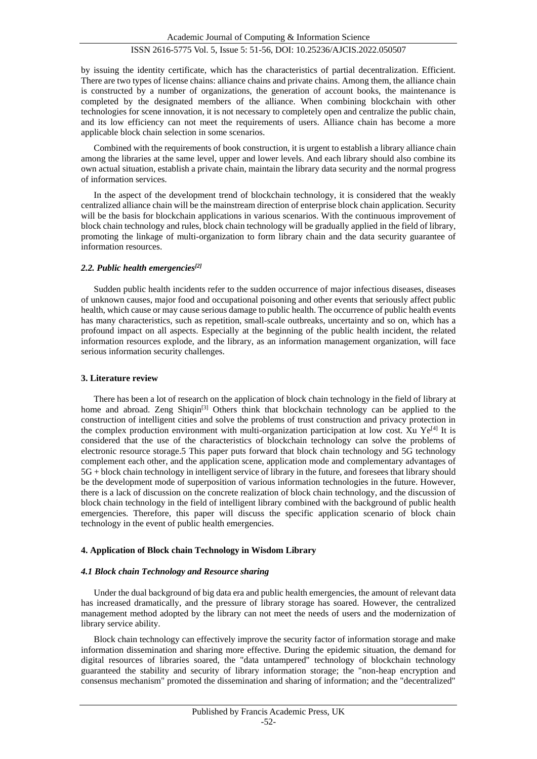by issuing the identity certificate, which has the characteristics of partial decentralization. Efficient. There are two types of license chains: alliance chains and private chains. Among them, the alliance chain is constructed by a number of organizations, the generation of account books, the maintenance is completed by the designated members of the alliance. When combining blockchain with other technologies for scene innovation, it is not necessary to completely open and centralize the public chain, and its low efficiency can not meet the requirements of users. Alliance chain has become a more applicable block chain selection in some scenarios.

Combined with the requirements of book construction, it is urgent to establish a library alliance chain among the libraries at the same level, upper and lower levels. And each library should also combine its own actual situation, establish a private chain, maintain the library data security and the normal progress of information services.

In the aspect of the development trend of blockchain technology, it is considered that the weakly centralized alliance chain will be the mainstream direction of enterprise block chain application. Security will be the basis for blockchain applications in various scenarios. With the continuous improvement of block chain technology and rules, block chain technology will be gradually applied in the field of library, promoting the linkage of multi-organization to form library chain and the data security guarantee of information resources.

### *2.2. Public health emergencies[2]*

Sudden public health incidents refer to the sudden occurrence of major infectious diseases, diseases of unknown causes, major food and occupational poisoning and other events that seriously affect public health, which cause or may cause serious damage to public health. The occurrence of public health events has many characteristics, such as repetition, small-scale outbreaks, uncertainty and so on, which has a profound impact on all aspects. Especially at the beginning of the public health incident, the related information resources explode, and the library, as an information management organization, will face serious information security challenges.

## **3. Literature review**

There has been a lot of research on the application of block chain technology in the field of library at home and abroad. Zeng Shiqin[3] Others think that blockchain technology can be applied to the construction of intelligent cities and solve the problems of trust construction and privacy protection in the complex production environment with multi-organization participation at low cost. Xu Ye[4] It is considered that the use of the characteristics of blockchain technology can solve the problems of electronic resource storage.5 This paper puts forward that block chain technology and 5G technology complement each other, and the application scene, application mode and complementary advantages of 5G + block chain technology in intelligent service of library in the future, and foresees that library should be the development mode of superposition of various information technologies in the future. However, there is a lack of discussion on the concrete realization of block chain technology, and the discussion of block chain technology in the field of intelligent library combined with the background of public health emergencies. Therefore, this paper will discuss the specific application scenario of block chain technology in the event of public health emergencies.

## **4. Application of Block chain Technology in Wisdom Library**

### *4.1 Block chain Technology and Resource sharing*

Under the dual background of big data era and public health emergencies, the amount of relevant data has increased dramatically, and the pressure of library storage has soared. However, the centralized management method adopted by the library can not meet the needs of users and the modernization of library service ability.

Block chain technology can effectively improve the security factor of information storage and make information dissemination and sharing more effective. During the epidemic situation, the demand for digital resources of libraries soared, the "data untampered" technology of blockchain technology guaranteed the stability and security of library information storage; the "non-heap encryption and consensus mechanism" promoted the dissemination and sharing of information; and the "decentralized"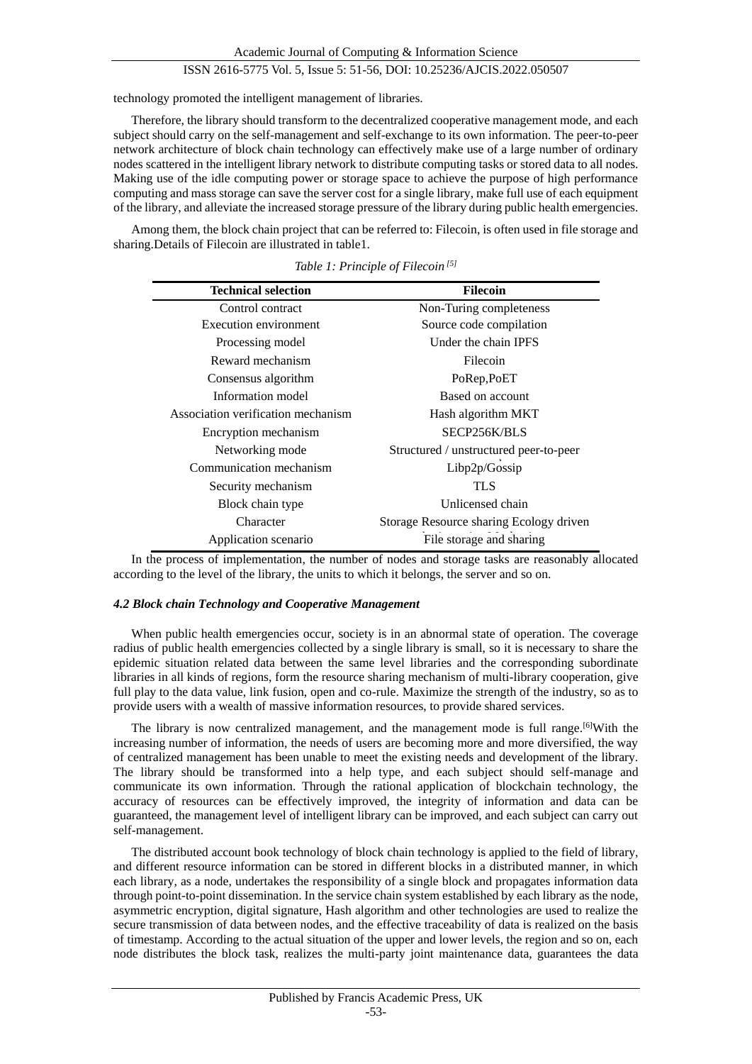technology promoted the intelligent management of libraries.

Therefore, the library should transform to the decentralized cooperative management mode, and each subject should carry on the self-management and self-exchange to its own information. The peer-to-peer network architecture of block chain technology can effectively make use of a large number of ordinary nodes scattered in the intelligent library network to distribute computing tasks or stored data to all nodes. Making use of the idle computing power or storage space to achieve the purpose of high performance computing and mass storage can save the server cost for a single library, make full use of each equipment of the library, and alleviate the increased storage pressure of the library during public health emergencies.

Among them, the block chain project that can be referred to: Filecoin, is often used in file storage and sharing.Details of Filecoin are illustrated in table1.

*Table 1: Principle of Filecoin [5]*

| Technical selection | Filecoin |
|---|---|
| Control contract | Non-Turing completeness |
| Execution environment | Source code compilation |
| Processing model | Under the chain IPFS |
| Reward mechanism | Filecoin |
| Consensus algorithm | PoRep,PoET |
| Information model | Based on account |
| Association verification mechanism | Hash algorithm MKT |
| Encryption mechanism | SECP256K/BLS |
| Networking mode | Structured / unstructured peer-to-peer |
| Communication mechanism | Libp2p/Gossip |
| Security mechanism | TLS |
| Block chain type | Unlicensed chain |
| Character | Storage Resource sharing Ecology driven |
| Application scenario | File storage and sharing |

In the process of implementation, the number of nodes and storage tasks are reasonably allocated according to the level of the library, the units to which it belongs, the server and so on.

### *4.2 Block chain Technology and Cooperative Management*

When public health emergencies occur, society is in an abnormal state of operation. The coverage radius of public health emergencies collected by a single library is small, so it is necessary to share the epidemic situation related data between the same level libraries and the corresponding subordinate libraries in all kinds of regions, form the resource sharing mechanism of multi-library cooperation, give full play to the data value, link fusion, open and co-rule. Maximize the strength of the industry, so as to provide users with a wealth of massive information resources, to provide shared services.

The library is now centralized management, and the management mode is full range.[6]With the increasing number of information, the needs of users are becoming more and more diversified, the way of centralized management has been unable to meet the existing needs and development of the library. The library should be transformed into a help type, and each subject should self-manage and communicate its own information. Through the rational application of blockchain technology, the accuracy of resources can be effectively improved, the integrity of information and data can be guaranteed, the management level of intelligent library can be improved, and each subject can carry out self-management.

The distributed account book technology of block chain technology is applied to the field of library, and different resource information can be stored in different blocks in a distributed manner, in which each library, as a node, undertakes the responsibility of a single block and propagates information data through point-to-point dissemination. In the service chain system established by each library as the node, asymmetric encryption, digital signature, Hash algorithm and other technologies are used to realize the secure transmission of data between nodes, and the effective traceability of data is realized on the basis of timestamp. According to the actual situation of the upper and lower levels, the region and so on, each node distributes the block task, realizes the multi-party joint maintenance data, guarantees the data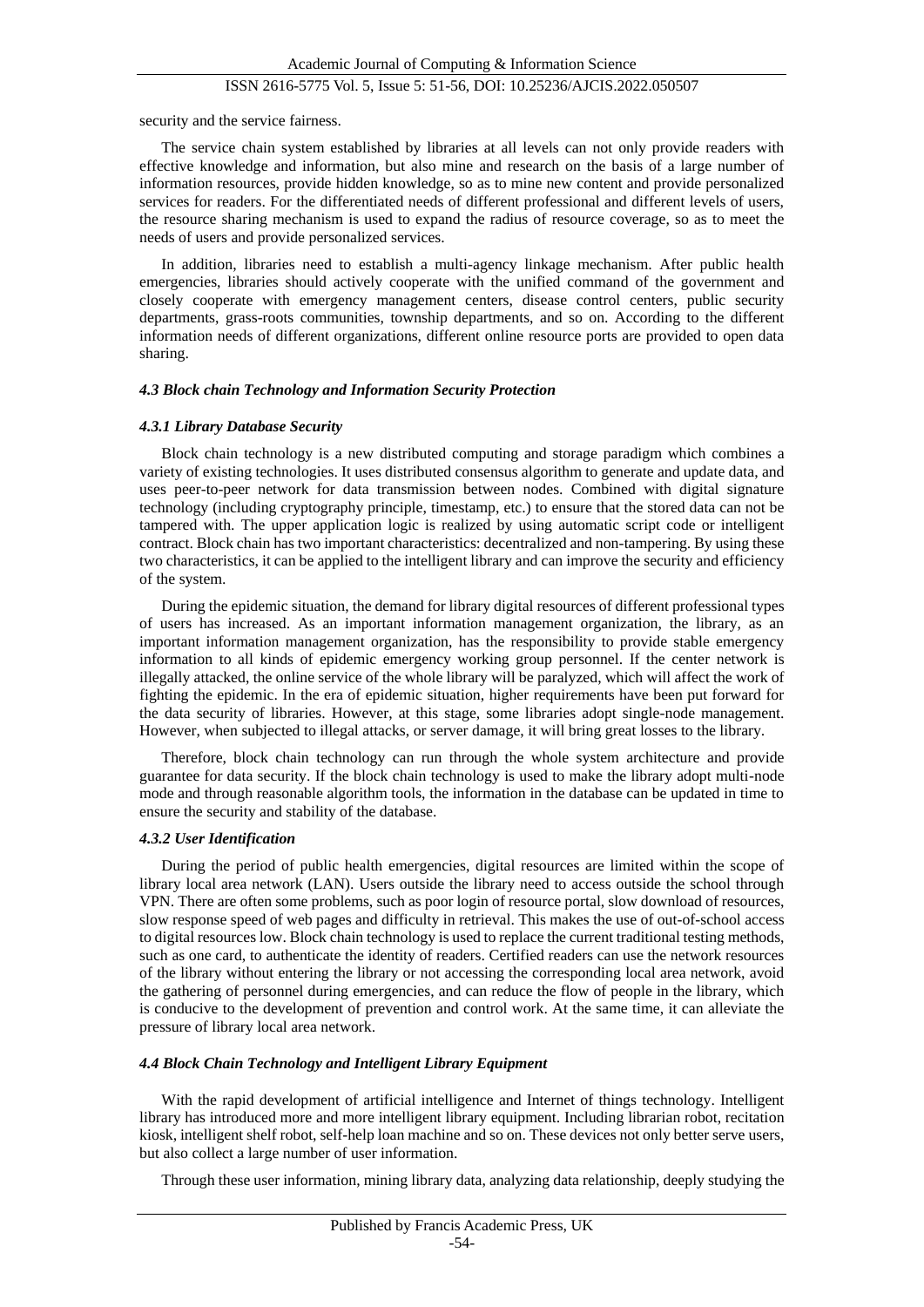security and the service fairness.

The service chain system established by libraries at all levels can not only provide readers with effective knowledge and information, but also mine and research on the basis of a large number of information resources, provide hidden knowledge, so as to mine new content and provide personalized services for readers. For the differentiated needs of different professional and different levels of users, the resource sharing mechanism is used to expand the radius of resource coverage, so as to meet the needs of users and provide personalized services.

In addition, libraries need to establish a multi-agency linkage mechanism. After public health emergencies, libraries should actively cooperate with the unified command of the government and closely cooperate with emergency management centers, disease control centers, public security departments, grass-roots communities, township departments, and so on. According to the different information needs of different organizations, different online resource ports are provided to open data sharing.

#### *4.3 Block chain Technology and Information Security Protection*

##### *4.3.1 Library Database Security*

Block chain technology is a new distributed computing and storage paradigm which combines a variety of existing technologies. It uses distributed consensus algorithm to generate and update data, and uses peer-to-peer network for data transmission between nodes. Combined with digital signature technology (including cryptography principle, timestamp, etc.) to ensure that the stored data can not be tampered with. The upper application logic is realized by using automatic script code or intelligent contract. Block chain has two important characteristics: decentralized and non-tampering. By using these two characteristics, it can be applied to the intelligent library and can improve the security and efficiency of the system.

During the epidemic situation, the demand for library digital resources of different professional types of users has increased. As an important information management organization, the library, as an important information management organization, has the responsibility to provide stable emergency information to all kinds of epidemic emergency working group personnel. If the center network is illegally attacked, the online service of the whole library will be paralyzed, which will affect the work of fighting the epidemic. In the era of epidemic situation, higher requirements have been put forward for the data security of libraries. However, at this stage, some libraries adopt single-node management. However, when subjected to illegal attacks, or server damage, it will bring great losses to the library.

Therefore, block chain technology can run through the whole system architecture and provide guarantee for data security. If the block chain technology is used to make the library adopt multi-node mode and through reasonable algorithm tools, the information in the database can be updated in time to ensure the security and stability of the database.

##### *4.3.2 User Identification*

During the period of public health emergencies, digital resources are limited within the scope of library local area network (LAN). Users outside the library need to access outside the school through VPN. There are often some problems, such as poor login of resource portal, slow download of resources, slow response speed of web pages and difficulty in retrieval. This makes the use of out-of-school access to digital resources low. Block chain technology is used to replace the current traditional testing methods, such as one card, to authenticate the identity of readers. Certified readers can use the network resources of the library without entering the library or not accessing the corresponding local area network, avoid the gathering of personnel during emergencies, and can reduce the flow of people in the library, which is conducive to the development of prevention and control work. At the same time, it can alleviate the pressure of library local area network.

#### *4.4 Block Chain Technology and Intelligent Library Equipment*

With the rapid development of artificial intelligence and Internet of things technology. Intelligent library has introduced more and more intelligent library equipment. Including librarian robot, recitation kiosk, intelligent shelf robot, self-help loan machine and so on. These devices not only better serve users, but also collect a large number of user information.

Through these user information, mining library data, analyzing data relationship, deeply studying the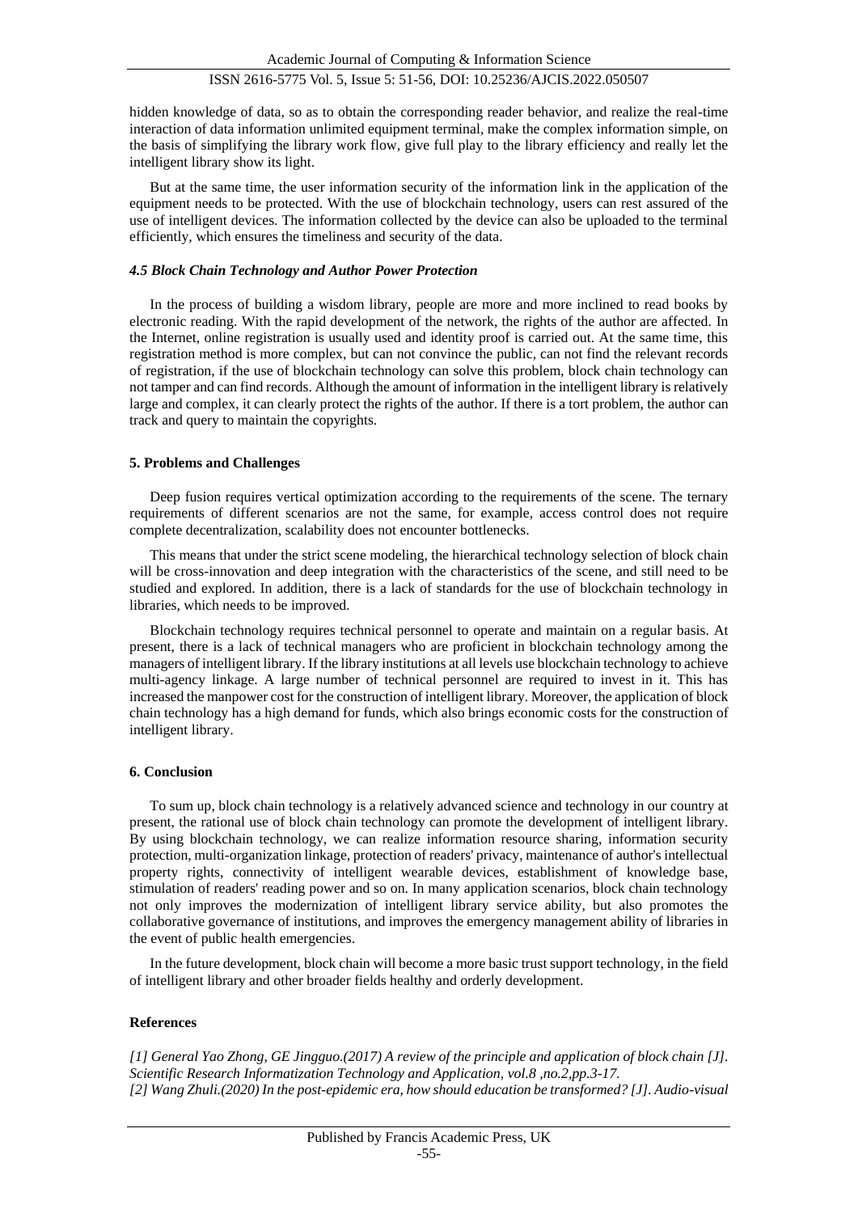hidden knowledge of data, so as to obtain the corresponding reader behavior, and realize the real-time interaction of data information unlimited equipment terminal, make the complex information simple, on the basis of simplifying the library work flow, give full play to the library efficiency and really let the intelligent library show its light.

But at the same time, the user information security of the information link in the application of the equipment needs to be protected. With the use of blockchain technology, users can rest assured of the use of intelligent devices. The information collected by the device can also be uploaded to the terminal efficiently, which ensures the timeliness and security of the data.

### *4.5 Block Chain Technology and Author Power Protection*

In the process of building a wisdom library, people are more and more inclined to read books by electronic reading. With the rapid development of the network, the rights of the author are affected. In the Internet, online registration is usually used and identity proof is carried out. At the same time, this registration method is more complex, but can not convince the public, can not find the relevant records of registration, if the use of blockchain technology can solve this problem, block chain technology can not tamper and can find records. Although the amount of information in the intelligent library is relatively large and complex, it can clearly protect the rights of the author. If there is a tort problem, the author can track and query to maintain the copyrights.

## 5. Problems and Challenges

Deep fusion requires vertical optimization according to the requirements of the scene. The ternary requirements of different scenarios are not the same, for example, access control does not require complete decentralization, scalability does not encounter bottlenecks.

This means that under the strict scene modeling, the hierarchical technology selection of block chain will be cross-innovation and deep integration with the characteristics of the scene, and still need to be studied and explored. In addition, there is a lack of standards for the use of blockchain technology in libraries, which needs to be improved.

Blockchain technology requires technical personnel to operate and maintain on a regular basis. At present, there is a lack of technical managers who are proficient in blockchain technology among the managers of intelligent library. If the library institutions at all levels use blockchain technology to achieve multi-agency linkage. A large number of technical personnel are required to invest in it. This has increased the manpower cost for the construction of intelligent library. Moreover, the application of block chain technology has a high demand for funds, which also brings economic costs for the construction of intelligent library.

## 6. Conclusion

To sum up, block chain technology is a relatively advanced science and technology in our country at present, the rational use of block chain technology can promote the development of intelligent library. By using blockchain technology, we can realize information resource sharing, information security protection, multi-organization linkage, protection of readers' privacy, maintenance of author's intellectual property rights, connectivity of intelligent wearable devices, establishment of knowledge base, stimulation of readers' reading power and so on. In many application scenarios, block chain technology not only improves the modernization of intelligent library service ability, but also promotes the collaborative governance of institutions, and improves the emergency management ability of libraries in the event of public health emergencies.

In the future development, block chain will become a more basic trust support technology, in the field of intelligent library and other broader fields healthy and orderly development.

## References

*[1] General Yao Zhong, GE Jingguo.(2017) A review of the principle and application of block chain [J]. Scientific Research Informatization Technology and Application, vol.8 ,no.2,pp.3-17.*  
*[2] Wang Zhuli.(2020) In the post-epidemic era, how should education be transformed? [J]. Audio-visual*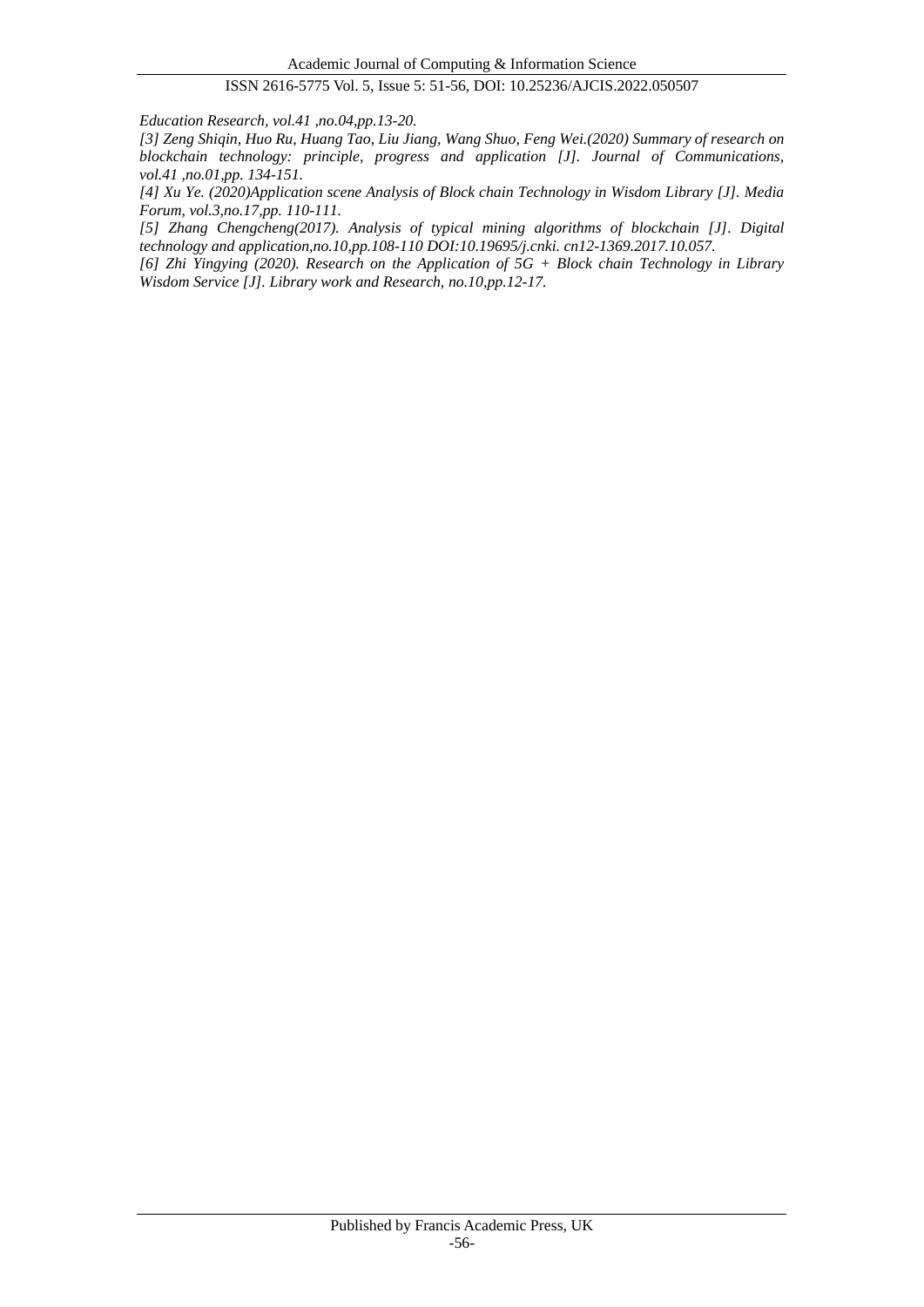*Education Research, vol.41 ,no.04,pp.13-20.*

*[3] Zeng Shiqin, Huo Ru, Huang Tao, Liu Jiang, Wang Shuo, Feng Wei.(2020) Summary of research on blockchain technology: principle, progress and application [J]. Journal of Communications, vol.41 ,no.01,pp. 134-151.*

*[4] Xu Ye. (2020)Application scene Analysis of Block chain Technology in Wisdom Library [J]. Media Forum, vol.3,no.17,pp. 110-111.*

*[5] Zhang Chengcheng(2017). Analysis of typical mining algorithms of blockchain [J]. Digital technology and application,no.10,pp.108-110 DOI:10.19695/j.cnki. cn12-1369.2017.10.057.*

*[6] Zhi Yingying (2020). Research on the Application of 5G + Block chain Technology in Library Wisdom Service [J]. Library work and Research, no.10,pp.12-17.*